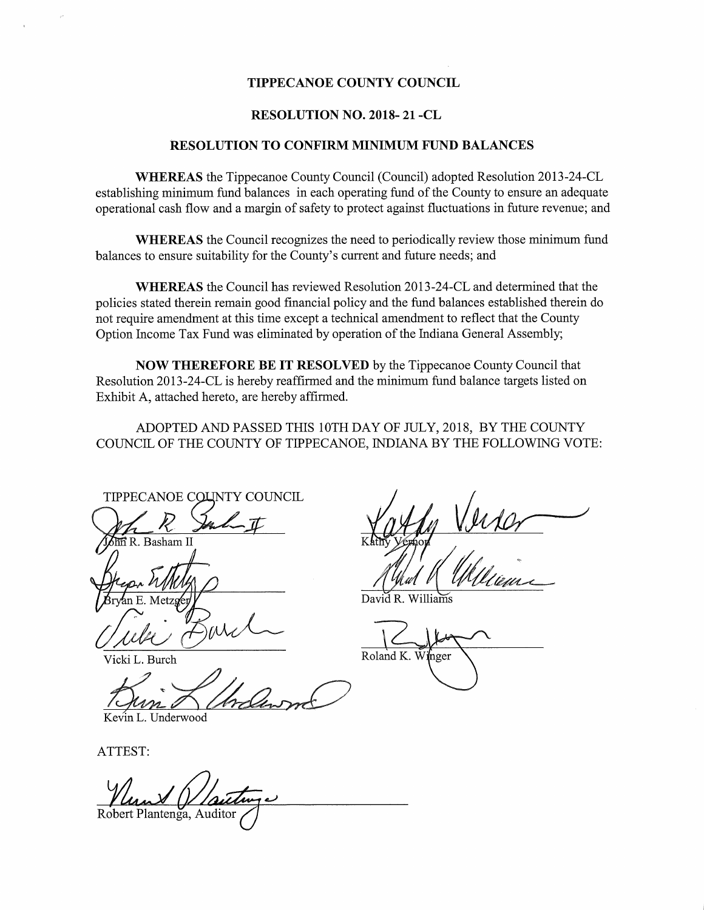# TIPPECANOE COUNTY COUNCIL

## RESOLUTION NO. 2018- 21 -CL

## RESOLUTION TO CONFIRM MINIMUM FUND BALANCES

**WHEREAS** the Tippecanoe County Council (Council) adopted Resolution 2013-24-CL establishing minimum fund balances in each operating fund of the County to ensure an adequate operational cash flow and a margin of safety to protect against fluctuations in future revenue; and

**WHEREAS** the Council recognizes the need to periodically review those minimum fund balances to ensure suitability for the County's current and future needs; and

**WHEREAS** the Council has reviewed Resolution 2013-24-CL and determined that the policies stated therein remain good financial policy and the fund balances established therein do not require amendment at this time except a technical amendment to reflect that the County Option Income Tax Fund was eliminated by operation of the Indiana General Assembly;

**NOW THEREFORE BE IT RESOLVED** by the Tippecanoe County Council that Resolution 2013-24-CL is hereby reaffirmed and the minimum fund balance targets listed on Exhibit A, attached hereto, are hereby affirmed.

ADOPTED AND PASSED THIS 10TH DAY OF JULY, 2018, BY THE COUNTY COUNCIL OF THE COUNTY OF TIPPECANOE, INDIANA BY THE FOLLOWING VOTE:

TIPPECANOE COUNTY COUNCIL

John R. Basham II

Bryan E. Metzger

Vicki L. Burch

Kevin L. Underwood

Kathy Vernon

David R. Williams

Roland K. Winger

ATTEST:

Robert Plantenga, Auditor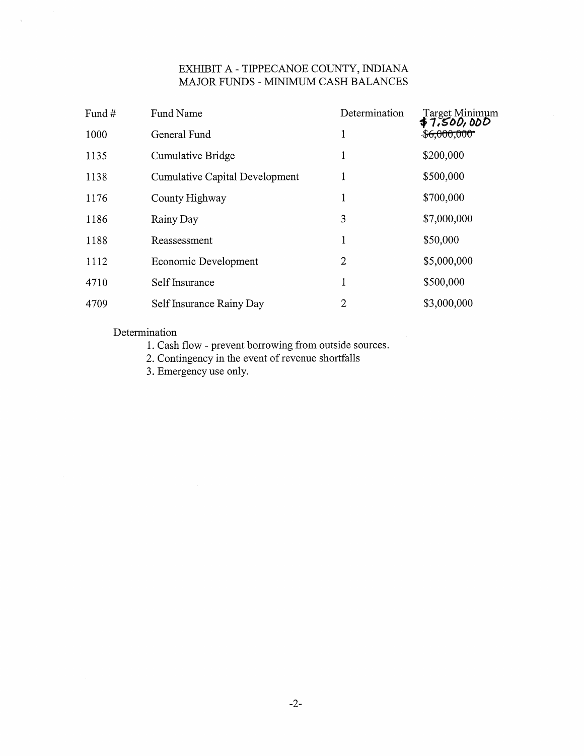# EXHIBIT A - TIPPECANOE COUNTY, INDIANA
## MAJOR FUNDS - MINIMUM CASH BALANCES

| Fund # | Fund Name | Determination | Target Minimum |
|---|---|---|---|
| 1000 | General Fund | 1 | ~~$6,000,000~~ $7,500,000 |
| 1135 | Cumulative Bridge | 1 | $200,000 |
| 1138 | Cumulative Capital Development | 1 | $500,000 |
| 1176 | County Highway | 1 | $700,000 |
| 1186 | Rainy Day | 3 | $7,000,000 |
| 1188 | Reassessment | 1 | $50,000 |
| 1112 | Economic Development | 2 | $5,000,000 |
| 4710 | Self Insurance | 1 | $500,000 |
| 4709 | Self Insurance Rainy Day | 2 | $3,000,000 |

Determination

1. Cash flow - prevent borrowing from outside sources.
2. Contingency in the event of revenue shortfalls
3. Emergency use only.